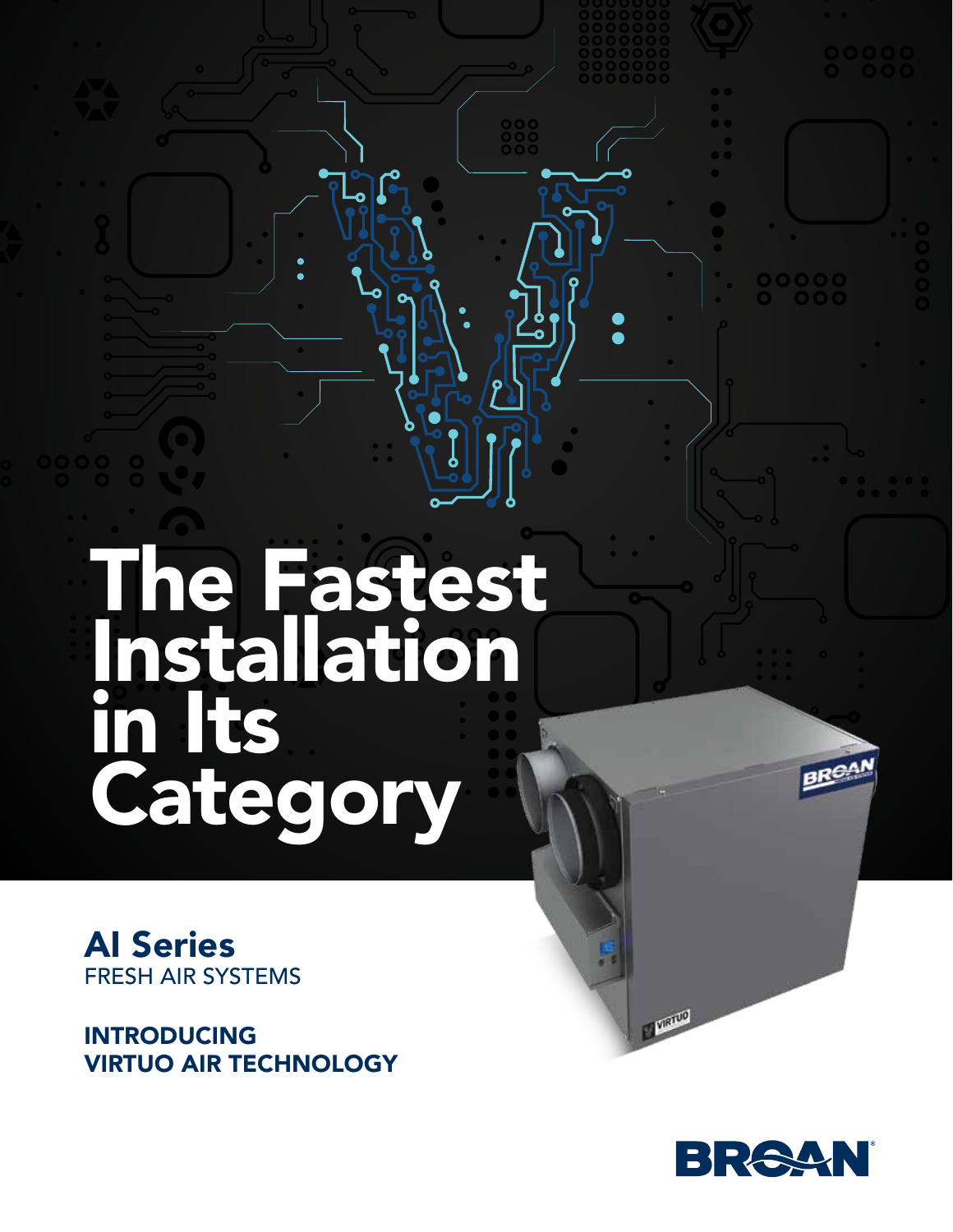# The Fastest Installation in Its Category

## AI Series

FRESH AIR SYSTEMS

**INTRODUCING VIRTUO AIR TECHNOLOGY**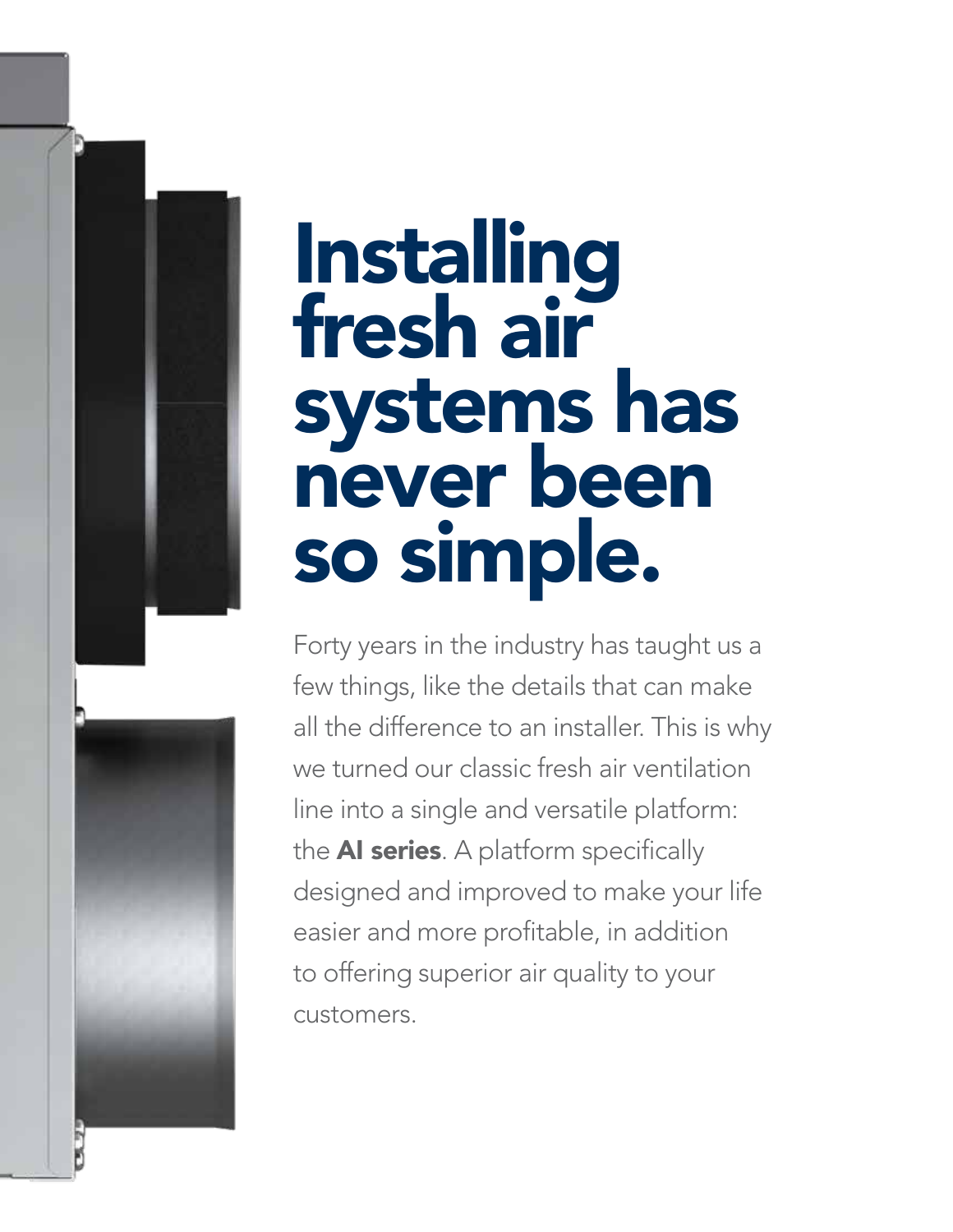# Installing fresh air systems has never been so simple.

Forty years in the industry has taught us a few things, like the details that can make all the difference to an installer. This is why we turned our classic fresh air ventilation line into a single and versatile platform: the **AI series**. A platform specifically designed and improved to make your life easier and more profitable, in addition to offering superior air quality to your customers.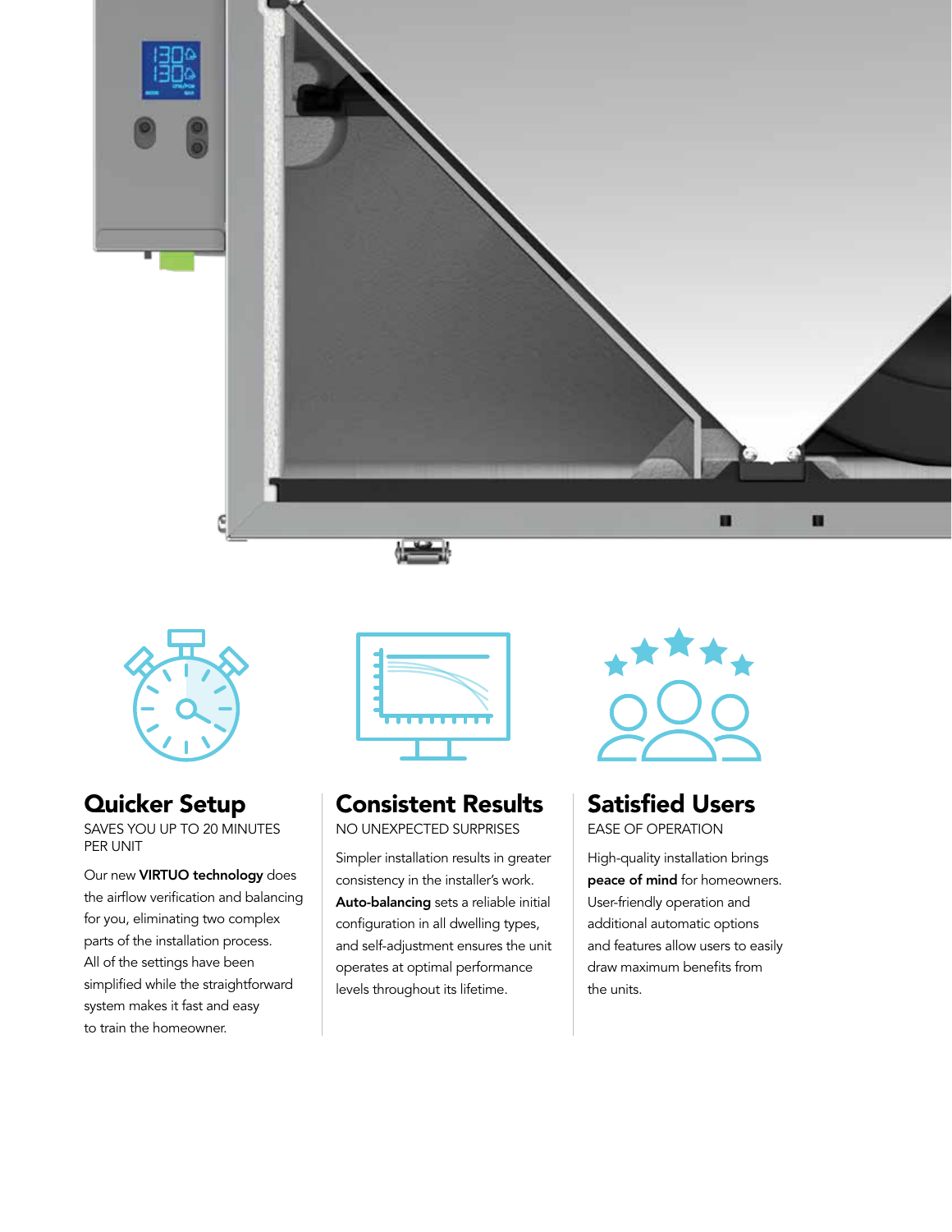## Quicker Setup

SAVES YOU UP TO 20 MINUTES PER UNIT

Our new **VIRTUO technology** does the airflow verification and balancing for you, eliminating two complex parts of the installation process. All of the settings have been simplified while the straightforward system makes it fast and easy to train the homeowner.

## Consistent Results

NO UNEXPECTED SURPRISES

Simpler installation results in greater consistency in the installer's work. **Auto-balancing** sets a reliable initial configuration in all dwelling types, and self-adjustment ensures the unit operates at optimal performance levels throughout its lifetime.

## Satisfied Users

EASE OF OPERATION

High-quality installation brings **peace of mind** for homeowners. User-friendly operation and additional automatic options and features allow users to easily draw maximum benefits from the units.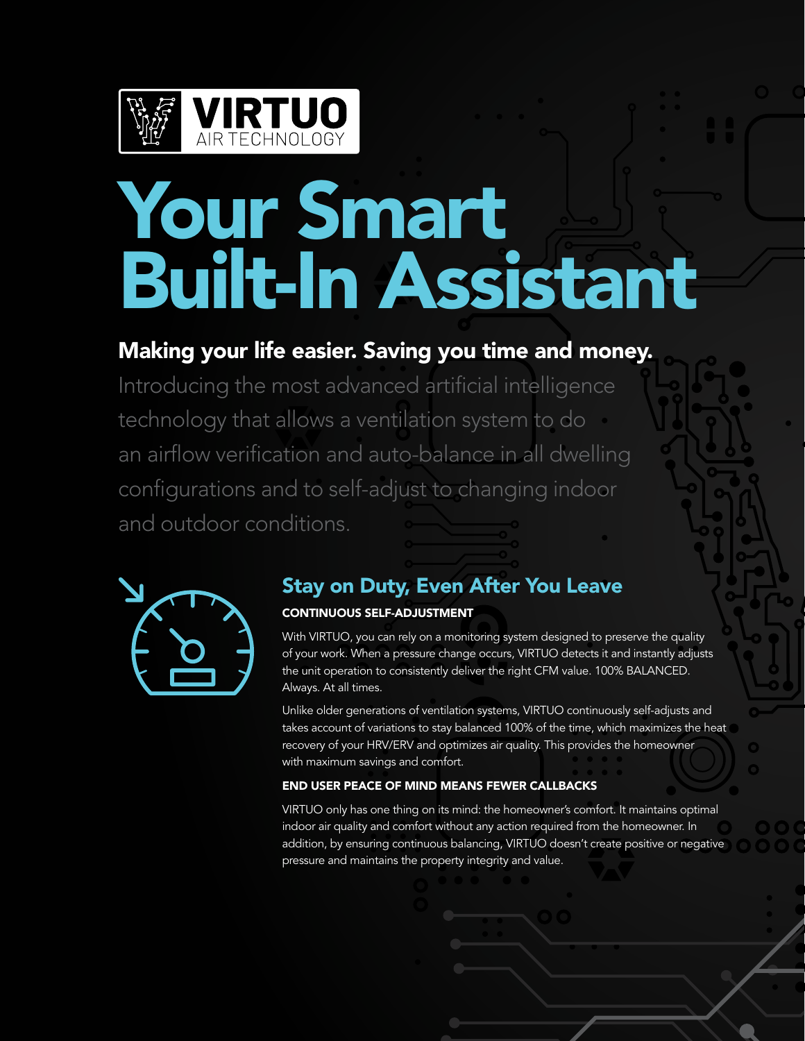VIRTUO AIR TECHNOLOGY

# Your Smart Built-In Assistant

**Making your life easier. Saving you time and money.**

Introducing the most advanced artificial intelligence technology that allows a ventilation system to do an airflow verification and auto-balance in all dwelling configurations and to self-adjust to changing indoor and outdoor conditions.

## Stay on Duty, Even After You Leave

### CONTINUOUS SELF-ADJUSTMENT

With VIRTUO, you can rely on a monitoring system designed to preserve the quality of your work. When a pressure change occurs, VIRTUO detects it and instantly adjusts the unit operation to consistently deliver the right CFM value. 100% BALANCED. Always. At all times.

Unlike older generations of ventilation systems, VIRTUO continuously self-adjusts and takes account of variations to stay balanced 100% of the time, which maximizes the heat recovery of your HRV/ERV and optimizes air quality. This provides the homeowner with maximum savings and comfort.

### END USER PEACE OF MIND MEANS FEWER CALLBACKS

VIRTUO only has one thing on its mind: the homeowner's comfort. It maintains optimal indoor air quality and comfort without any action required from the homeowner. In addition, by ensuring continuous balancing, VIRTUO doesn't create positive or negative pressure and maintains the property integrity and value.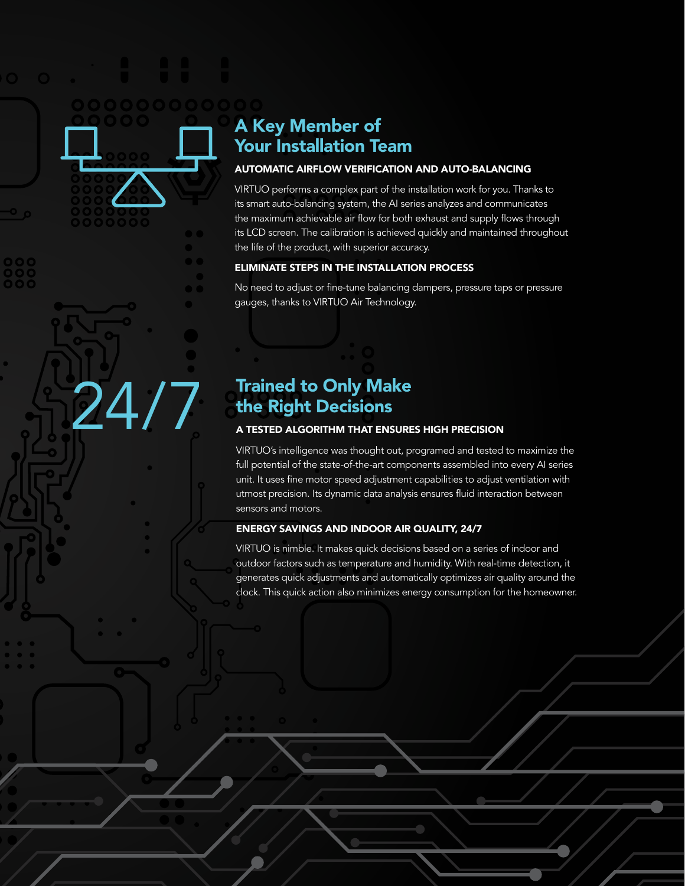## A Key Member of Your Installation Team

### AUTOMATIC AIRFLOW VERIFICATION AND AUTO-BALANCING

VIRTUO performs a complex part of the installation work for you. Thanks to its smart auto-balancing system, the AI series analyzes and communicates the maximum achievable air flow for both exhaust and supply flows through its LCD screen. The calibration is achieved quickly and maintained throughout the life of the product, with superior accuracy.

### ELIMINATE STEPS IN THE INSTALLATION PROCESS

No need to adjust or fine-tune balancing dampers, pressure taps or pressure gauges, thanks to VIRTUO Air Technology.

24/7

## Trained to Only Make the Right Decisions

### A TESTED ALGORITHM THAT ENSURES HIGH PRECISION

VIRTUO's intelligence was thought out, programed and tested to maximize the full potential of the state-of-the-art components assembled into every AI series unit. It uses fine motor speed adjustment capabilities to adjust ventilation with utmost precision. Its dynamic data analysis ensures fluid interaction between sensors and motors.

### ENERGY SAVINGS AND INDOOR AIR QUALITY, 24/7

VIRTUO is nimble. It makes quick decisions based on a series of indoor and outdoor factors such as temperature and humidity. With real-time detection, it generates quick adjustments and automatically optimizes air quality around the clock. This quick action also minimizes energy consumption for the homeowner.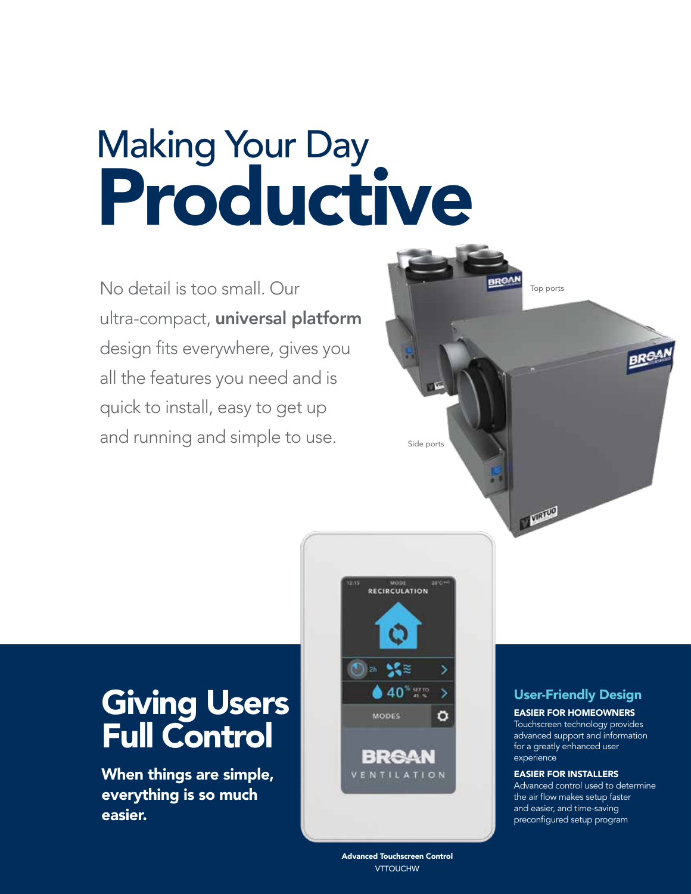# Making Your Day **Productive**

No detail is too small. Our ultra-compact, **universal platform** design fits everywhere, gives you all the features you need and is quick to install, easy to get up and running and simple to use.

Top ports

Side ports

## Giving Users Full Control

**When things are simple, everything is so much easier.**

**Advanced Touchscreen Control**
VTTOUCHW

### User-Friendly Design

**EASIER FOR HOMEOWNERS**
Touchscreen technology provides advanced support and information for a greatly enhanced user experience

**EASIER FOR INSTALLERS**
Advanced control used to determine the air flow makes setup faster and easier, and time-saving preconfigured setup program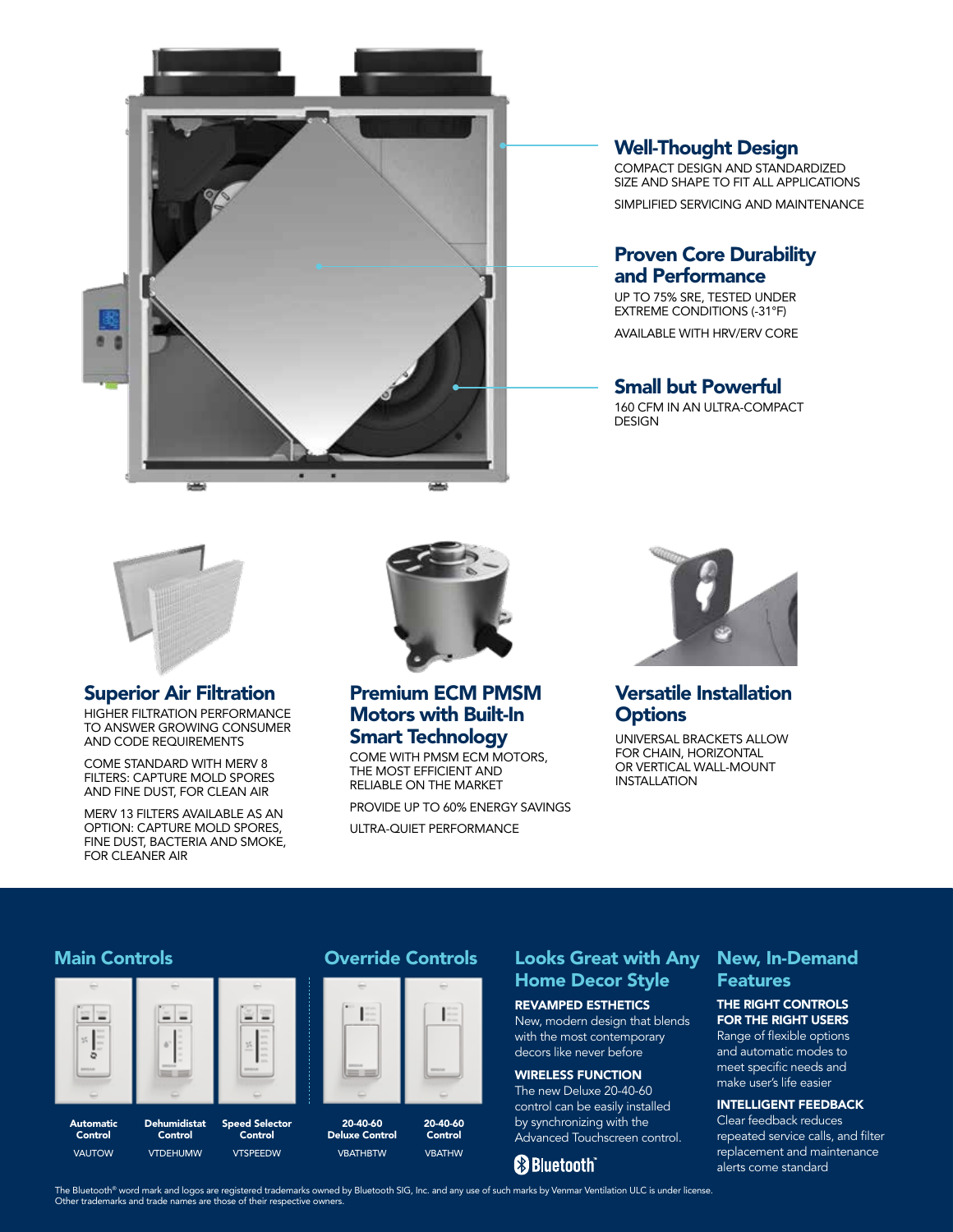## Well-Thought Design

COMPACT DESIGN AND STANDARDIZED SIZE AND SHAPE TO FIT ALL APPLICATIONS

SIMPLIFIED SERVICING AND MAINTENANCE

## Proven Core Durability and Performance

UP TO 75% SRE, TESTED UNDER EXTREME CONDITIONS (-31°F)

AVAILABLE WITH HRV/ERV CORE

## Small but Powerful

160 CFM IN AN ULTRA-COMPACT DESIGN

## Superior Air Filtration

HIGHER FILTRATION PERFORMANCE TO ANSWER GROWING CONSUMER AND CODE REQUIREMENTS

COME STANDARD WITH MERV 8 FILTERS: CAPTURE MOLD SPORES AND FINE DUST, FOR CLEAN AIR

MERV 13 FILTERS AVAILABLE AS AN OPTION: CAPTURE MOLD SPORES, FINE DUST, BACTERIA AND SMOKE, FOR CLEANER AIR

## Premium ECM PMSM Motors with Built-In Smart Technology

COME WITH PMSM ECM MOTORS, THE MOST EFFICIENT AND RELIABLE ON THE MARKET

PROVIDE UP TO 60% ENERGY SAVINGS

ULTRA-QUIET PERFORMANCE

## Versatile Installation Options

UNIVERSAL BRACKETS ALLOW FOR CHAIN, HORIZONTAL OR VERTICAL WALL-MOUNT INSTALLATION

## Main Controls

| Automatic Control | Dehumidistat Control | Speed Selector Control |
|---|---|---|
| VAUTOW | VTDEHUMW | VTSPEEDW |

## Override Controls

| 20-40-60 Deluxe Control | 20-40-60 Control |
|---|---|
| VBATHBTW | VBATHW |

## Looks Great with Any Home Decor Style

**REVAMPED ESTHETICS**
New, modern design that blends with the most contemporary decors like never before

**WIRELESS FUNCTION**
The new Deluxe 20-40-60 control can be easily installed by synchronizing with the Advanced Touchscreen control.

Bluetooth®

## New, In-Demand Features

**THE RIGHT CONTROLS FOR THE RIGHT USERS**
Range of flexible options and automatic modes to meet specific needs and make user's life easier

**INTELLIGENT FEEDBACK**
Clear feedback reduces repeated service calls, and filter replacement and maintenance alerts come standard

The Bluetooth® word mark and logos are registered trademarks owned by Bluetooth SIG, Inc. and any use of such marks by Venmar Ventilation ULC is under license. Other trademarks and trade names are those of their respective owners.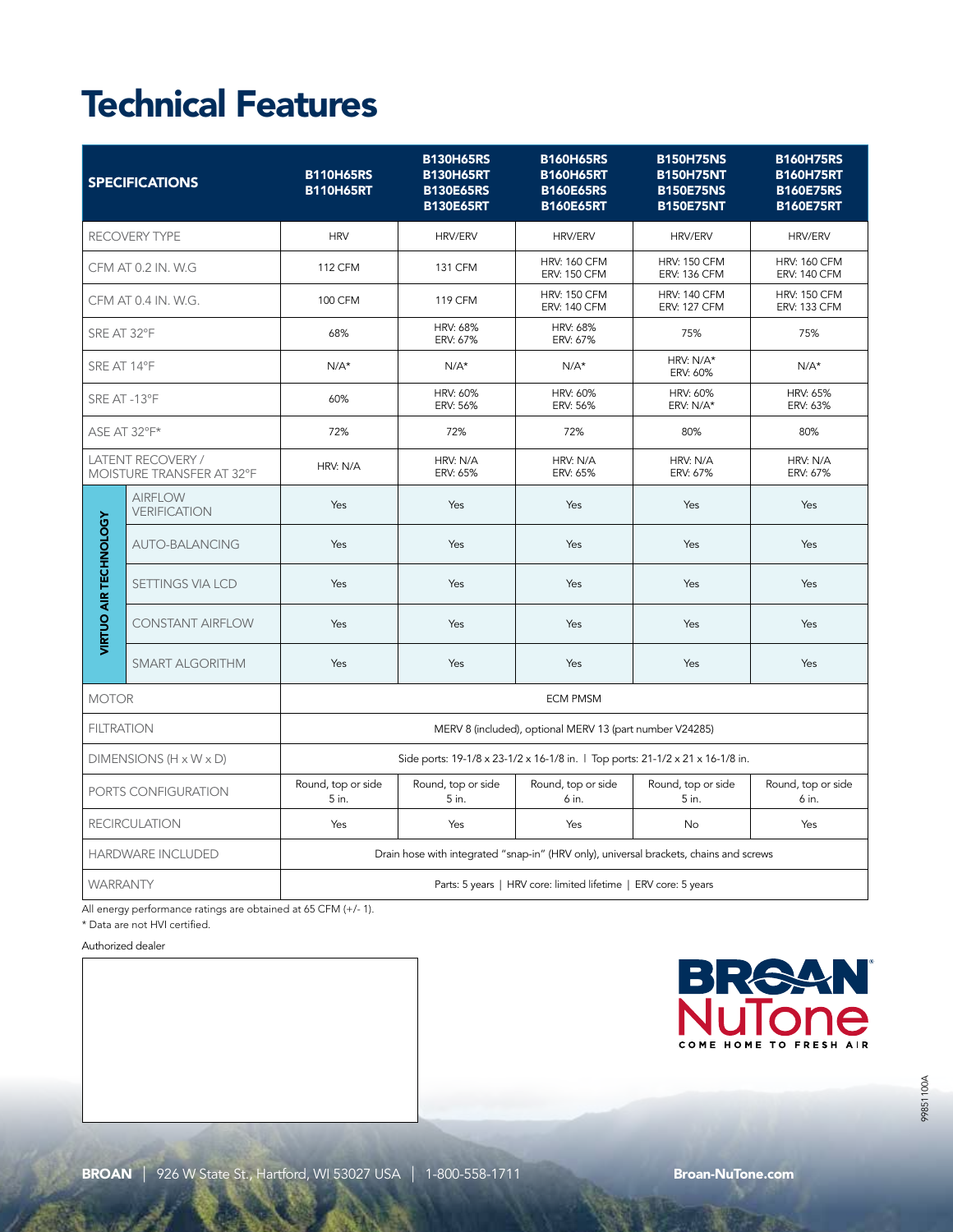# Technical Features

| SPECIFICATIONS | | B110H65RS<br>B110H65RT | B130H65RS<br>B130H65RT<br>B130E65RS<br>B130E65RT | B160H65RS<br>B160H65RT<br>B160E65RS<br>B160E65RT | B150H75NS<br>B150H75NT<br>B150E75NS<br>B150E75NT | B160H75RS<br>B160H75RT<br>B160E75RS<br>B160E75RT |
|---|---|---|---|---|---|---|
| RECOVERY TYPE | | HRV | HRV/ERV | HRV/ERV | HRV/ERV | HRV/ERV |
| CFM AT 0.2 IN. W.G | | 112 CFM | 131 CFM | HRV: 160 CFM<br>ERV: 150 CFM | HRV: 150 CFM<br>ERV: 136 CFM | HRV: 160 CFM<br>ERV: 140 CFM |
| CFM AT 0.4 IN. W.G. | | 100 CFM | 119 CFM | HRV: 150 CFM<br>ERV: 140 CFM | HRV: 140 CFM<br>ERV: 127 CFM | HRV: 150 CFM<br>ERV: 133 CFM |
| SRE AT 32°F | | 68% | HRV: 68%<br>ERV: 67% | HRV: 68%<br>ERV: 67% | 75% | 75% |
| SRE AT 14°F | | N/A* | N/A* | N/A* | HRV: N/A*<br>ERV: 60% | N/A* |
| SRE AT -13°F | | 60% | HRV: 60%<br>ERV: 56% | HRV: 60%<br>ERV: 56% | HRV: 60%<br>ERV: N/A* | HRV: 65%<br>ERV: 63% |
| ASE AT 32°F* | | 72% | 72% | 72% | 80% | 80% |
| LATENT RECOVERY / MOISTURE TRANSFER AT 32°F | | HRV: N/A | HRV: N/A<br>ERV: 65% | HRV: N/A<br>ERV: 65% | HRV: N/A<br>ERV: 67% | HRV: N/A<br>ERV: 67% |
| VIRTUO AIR TECHNOLOGY | AIRFLOW VERIFICATION | Yes | Yes | Yes | Yes | Yes |
| | AUTO-BALANCING | Yes | Yes | Yes | Yes | Yes |
| | SETTINGS VIA LCD | Yes | Yes | Yes | Yes | Yes |
| | CONSTANT AIRFLOW | Yes | Yes | Yes | Yes | Yes |
| | SMART ALGORITHM | Yes | Yes | Yes | Yes | Yes |
| MOTOR | | ECM PMSM | | | | |
| FILTRATION | | MERV 8 (included), optional MERV 13 (part number V24285) | | | | |
| DIMENSIONS (H x W x D) | | Side ports: 19-1/8 x 23-1/2 x 16-1/8 in. \| Top ports: 21-1/2 x 21 x 16-1/8 in. | | | | |
| PORTS CONFIGURATION | | Round, top or side 5 in. | Round, top or side 5 in. | Round, top or side 6 in. | Round, top or side 5 in. | Round, top or side 6 in. |
| RECIRCULATION | | Yes | Yes | Yes | No | Yes |
| HARDWARE INCLUDED | | Drain hose with integrated "snap-in" (HRV only), universal brackets, chains and screws | | | | |
| WARRANTY | | Parts: 5 years \| HRV core: limited lifetime \| ERV core: 5 years | | | | |

All energy performance ratings are obtained at 65 CFM (+/- 1).

* Data are not HVI certified.

Authorized dealer

BROAN NuTone
COME HOME TO FRESH AIR

99851100A

**BROAN** | 926 W State St., Hartford, WI 53027 USA | 1-800-558-1711

**Broan-NuTone.com**